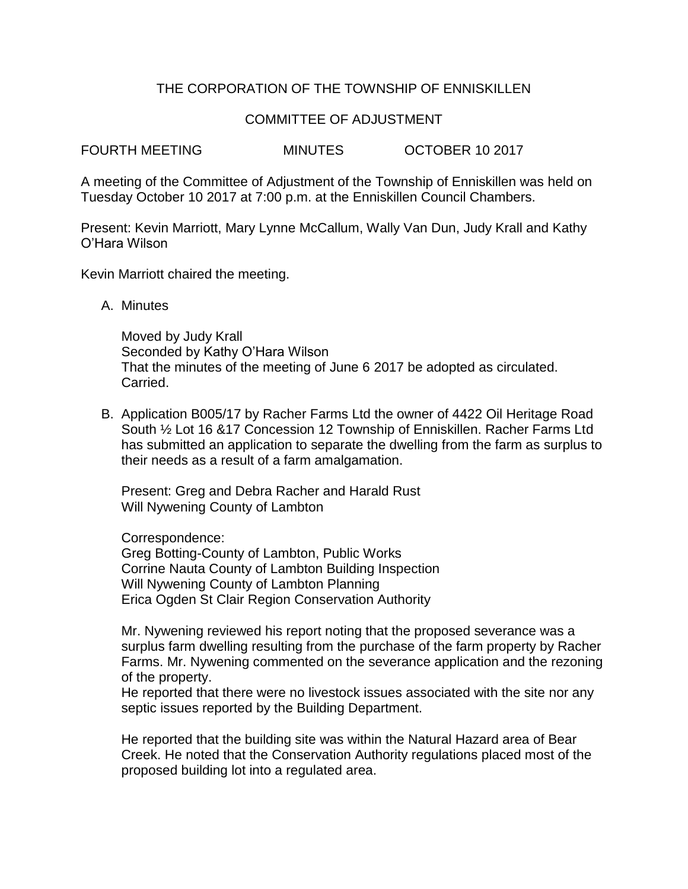# THE CORPORATION OF THE TOWNSHIP OF ENNISKILLEN

## COMMITTEE OF ADJUSTMENT

FOURTH MEETING MINUTES OCTOBER 10 2017

A meeting of the Committee of Adjustment of the Township of Enniskillen was held on Tuesday October 10 2017 at 7:00 p.m. at the Enniskillen Council Chambers.

Present: Kevin Marriott, Mary Lynne McCallum, Wally Van Dun, Judy Krall and Kathy O'Hara Wilson

Kevin Marriott chaired the meeting.

A. Minutes

   Moved by Judy Krall
   Seconded by Kathy O'Hara Wilson
   That the minutes of the meeting of June 6 2017 be adopted as circulated.
   Carried.

B. Application B005/17 by Racher Farms Ltd the owner of 4422 Oil Heritage Road South ½ Lot 16 &17 Concession 12 Township of Enniskillen. Racher Farms Ltd has submitted an application to separate the dwelling from the farm as surplus to their needs as a result of a farm amalgamation.

   Present: Greg and Debra Racher and Harald Rust
   Will Nywening County of Lambton

   Correspondence:
   Greg Botting-County of Lambton, Public Works
   Corrine Nauta County of Lambton Building Inspection
   Will Nywening County of Lambton Planning
   Erica Ogden St Clair Region Conservation Authority

   Mr. Nywening reviewed his report noting that the proposed severance was a surplus farm dwelling resulting from the purchase of the farm property by Racher Farms. Mr. Nywening commented on the severance application and the rezoning of the property.
   He reported that there were no livestock issues associated with the site nor any septic issues reported by the Building Department.

   He reported that the building site was within the Natural Hazard area of Bear Creek. He noted that the Conservation Authority regulations placed most of the proposed building lot into a regulated area.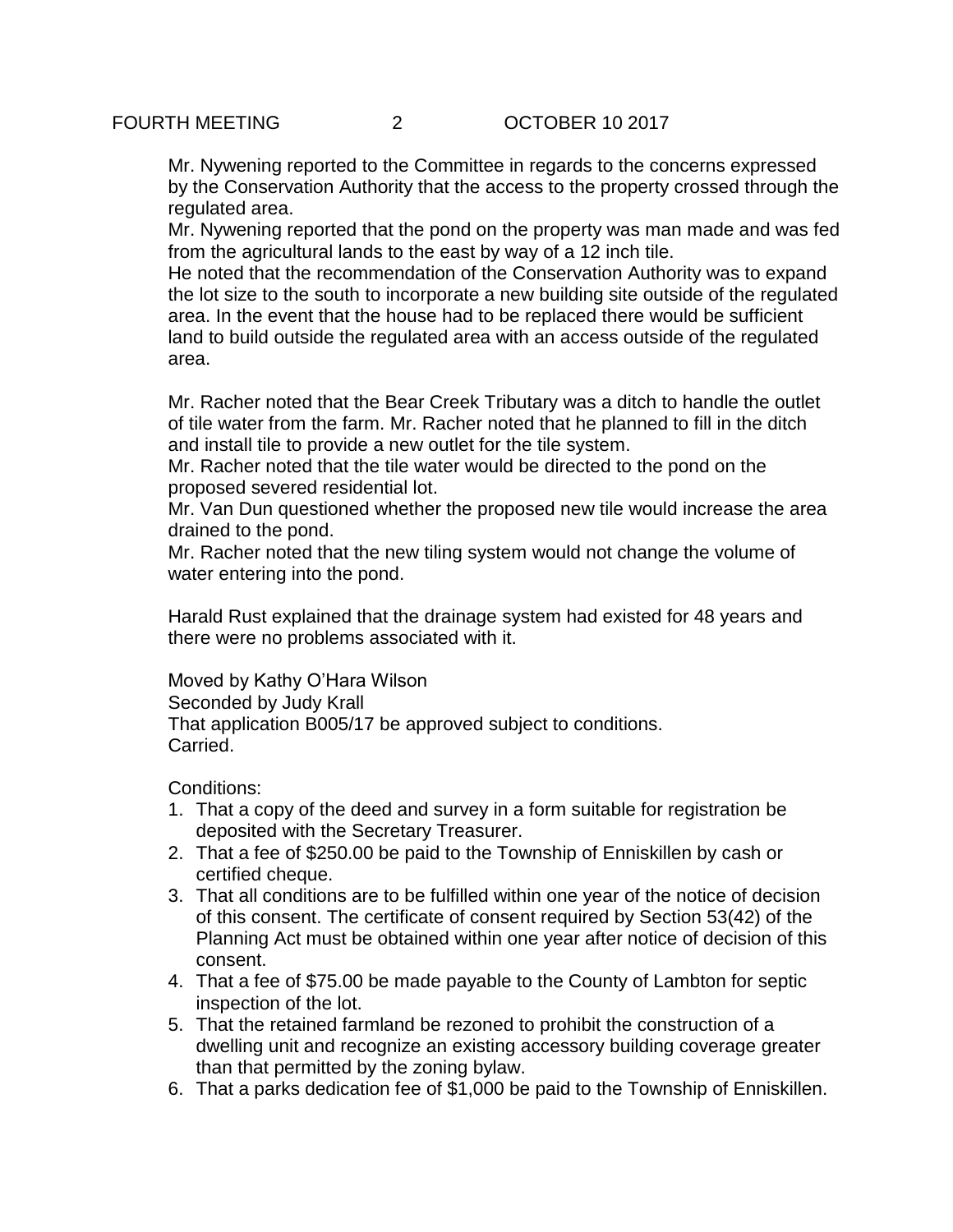Mr. Nywening reported to the Committee in regards to the concerns expressed by the Conservation Authority that the access to the property crossed through the regulated area.
Mr. Nywening reported that the pond on the property was man made and was fed from the agricultural lands to the east by way of a 12 inch tile.
He noted that the recommendation of the Conservation Authority was to expand the lot size to the south to incorporate a new building site outside of the regulated area. In the event that the house had to be replaced there would be sufficient land to build outside the regulated area with an access outside of the regulated area.

Mr. Racher noted that the Bear Creek Tributary was a ditch to handle the outlet of tile water from the farm. Mr. Racher noted that he planned to fill in the ditch and install tile to provide a new outlet for the tile system.
Mr. Racher noted that the tile water would be directed to the pond on the proposed severed residential lot.
Mr. Van Dun questioned whether the proposed new tile would increase the area drained to the pond.
Mr. Racher noted that the new tiling system would not change the volume of water entering into the pond.

Harald Rust explained that the drainage system had existed for 48 years and there were no problems associated with it.

Moved by Kathy O'Hara Wilson
Seconded by Judy Krall
That application B005/17 be approved subject to conditions.
Carried.

Conditions:

1. That a copy of the deed and survey in a form suitable for registration be deposited with the Secretary Treasurer.
2. That a fee of $250.00 be paid to the Township of Enniskillen by cash or certified cheque.
3. That all conditions are to be fulfilled within one year of the notice of decision of this consent. The certificate of consent required by Section 53(42) of the Planning Act must be obtained within one year after notice of decision of this consent.
4. That a fee of $75.00 be made payable to the County of Lambton for septic inspection of the lot.
5. That the retained farmland be rezoned to prohibit the construction of a dwelling unit and recognize an existing accessory building coverage greater than that permitted by the zoning bylaw.
6. That a parks dedication fee of $1,000 be paid to the Township of Enniskillen.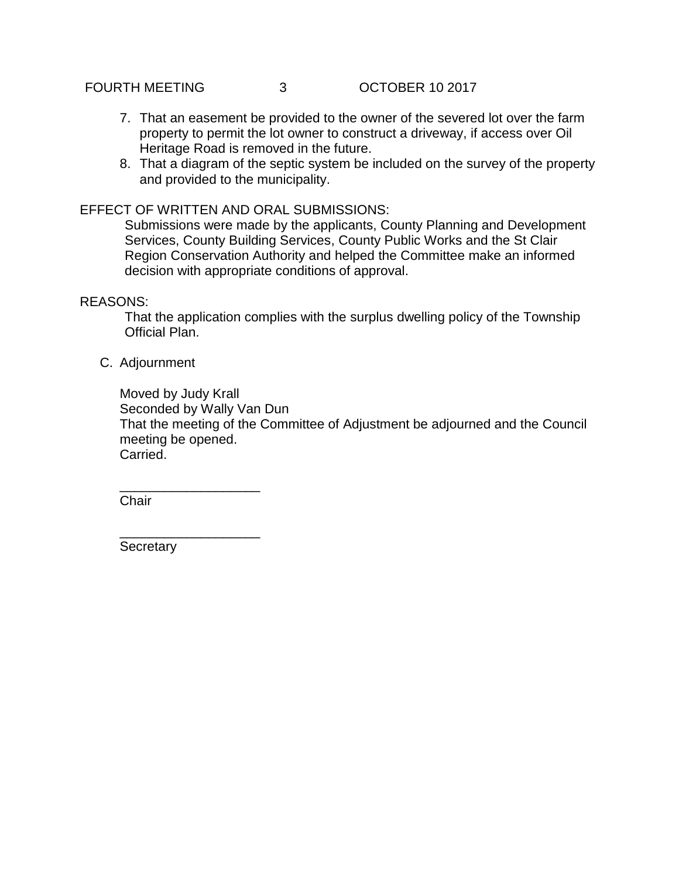7. That an easement be provided to the owner of the severed lot over the farm property to permit the lot owner to construct a driveway, if access over Oil Heritage Road is removed in the future.
8. That a diagram of the septic system be included on the survey of the property and provided to the municipality.

EFFECT OF WRITTEN AND ORAL SUBMISSIONS:

Submissions were made by the applicants, County Planning and Development Services, County Building Services, County Public Works and the St Clair Region Conservation Authority and helped the Committee make an informed decision with appropriate conditions of approval.

REASONS:

That the application complies with the surplus dwelling policy of the Township Official Plan.

C. Adjournment

Moved by Judy Krall
Seconded by Wally Van Dun
That the meeting of the Committee of Adjustment be adjourned and the Council meeting be opened.
Carried.

___________________
Chair

___________________
Secretary